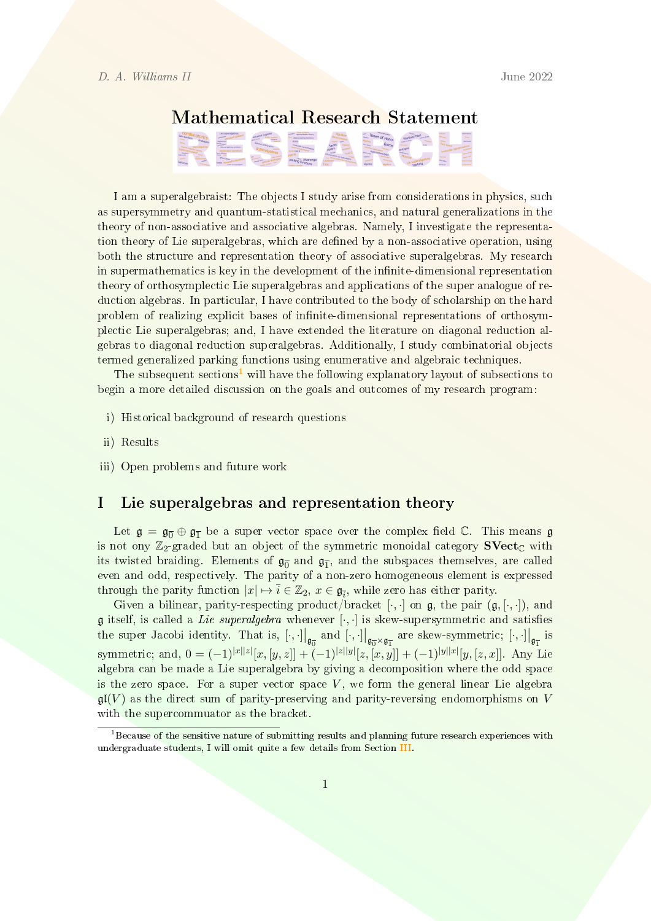# Mathematical Research Statement

I am a superalgebraist: The objects I study arise from considerations in physics, such as supersymmetry and quantum-statistical mechanics, and natural generalizations in the theory of non-associative and associative algebras. Namely, I investigate the representation theory of Lie superalgebras, which are defined by a non-associative operation, using both the structure and representation theory of associative superalgebras. My research in supermathematics is key in the development of the infinite-dimensional representation theory of orthosymplectic Lie superalgebras and applications of the super analogue of reduction algebras. In particular, I have contributed to the body of scholarship on the hard problem of realizing explicit bases of infinite-dimensional representations of orthosymplectic Lie superalgebras; and, I have extended the literature on diagonal reduction algebras to diagonal reduction superalgebras. Additionally, I study combinatorial objects termed generalized parking functions using enumerative and algebraic techniques.

The subsequent sections[1] will have the following explanatory layout of subsections to begin a more detailed discussion on the goals and outcomes of my research program:

i) Historical background of research questions

ii) Results

iii) Open problems and future work

## I Lie superalgebras and representation theory

Let $\mathfrak{g} = \mathfrak{g}_{\overline{0}} \oplus \mathfrak{g}_{\overline{1}}$ be a super vector space over the complex field $\mathbb{C}$. This means $\mathfrak{g}$ is not ony $\mathbb{Z}_2$-graded but an object of the symmetric monoidal category $\mathbf{SVect}_{\mathbb{C}}$ with its twisted braiding. Elements of $\mathfrak{g}_{\overline{0}}$ and $\mathfrak{g}_{\overline{1}}$, and the subspaces themselves, are called even and odd, respectively. The parity of a non-zero homogeneous element is expressed through the parity function $|x| \mapsto \overline{i} \in \mathbb{Z}_2$, $x \in \mathfrak{g}_{\overline{i}}$, while zero has either parity.

Given a bilinear, parity-respecting product/bracket $[\cdot,\cdot]$ on $\mathfrak{g}$, the pair $(\mathfrak{g}, [\cdot,\cdot])$, and $\mathfrak{g}$ itself, is called a *Lie superalgebra* whenever $[\cdot,\cdot]$ is skew-supersymmetric and satisfies the super Jacobi identity. That is, $[\cdot,\cdot]\big|_{\mathfrak{g}_{\overline{0}}}$ and $[\cdot,\cdot]\big|_{\mathfrak{g}_{\overline{0}}\times\mathfrak{g}_{\overline{1}}}$ are skew-symmetric; $[\cdot,\cdot]\big|_{\mathfrak{g}_{\overline{1}}}$ is symmetric; and, $0 = (-1)^{|x||z|}[x,[y,z]] + (-1)^{|z||y|}[z,[x,y]] + (-1)^{|y||x|}[y,[z,x]]$. Any Lie algebra can be made a Lie superalgebra by giving a decomposition where the odd space is the zero space. For a super vector space $V$, we form the general linear Lie algebra $\mathfrak{gl}(V)$ as the direct sum of parity-preserving and parity-reversing endomorphisms on $V$ with the supercommuator as the bracket.

[1] Because of the sensitive nature of submitting results and planning future research experiences with undergraduate students, I will omit quite a few details from Section III.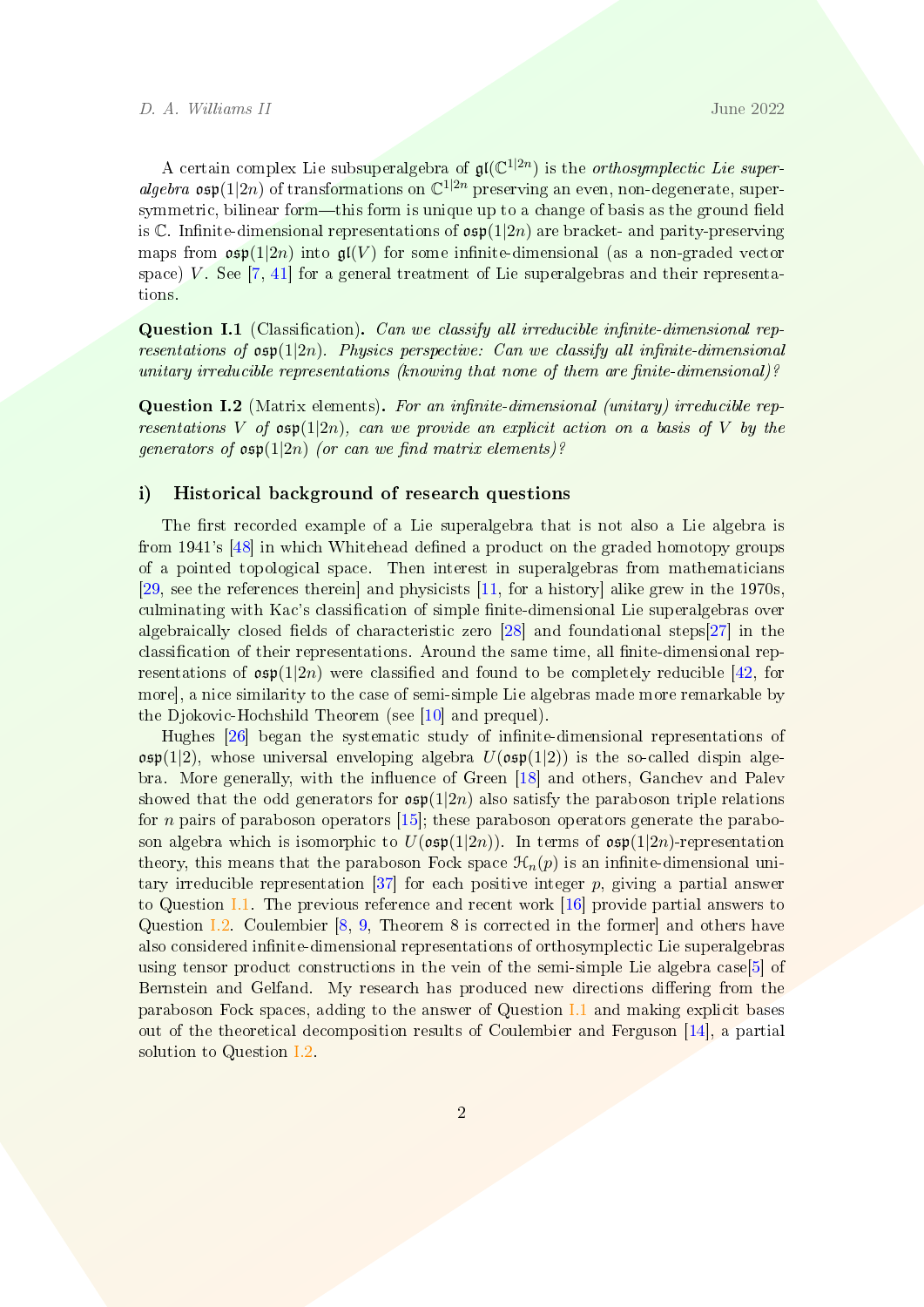A certain complex Lie subsuperalgebra of $\mathfrak{gl}(\mathbb{C}^{1|2n})$ is the *orthosymplectic Lie superalgebra* $\mathfrak{osp}(1|2n)$ of transformations on $\mathbb{C}^{1|2n}$ preserving an even, non-degenerate, supersymmetric, bilinear form—this form is unique up to a change of basis as the ground field is $\mathbb{C}$. Infinite-dimensional representations of $\mathfrak{osp}(1|2n)$ are bracket- and parity-preserving maps from $\mathfrak{osp}(1|2n)$ into $\mathfrak{gl}(V)$ for some infinite-dimensional (as a non-graded vector space) $V$. See [7, 41] for a general treatment of Lie superalgebras and their representations.

**Question I.1** (Classification)**.** *Can we classify all irreducible infinite-dimensional representations of $\mathfrak{osp}(1|2n)$. Physics perspective: Can we classify all infinite-dimensional unitary irreducible representations (knowing that none of them are finite-dimensional)?*

**Question I.2** (Matrix elements)**.** *For an infinite-dimensional (unitary) irreducible representations $V$ of $\mathfrak{osp}(1|2n)$, can we provide an explicit action on a basis of $V$ by the generators of $\mathfrak{osp}(1|2n)$ (or can we find matrix elements)?*

## i) Historical background of research questions

The first recorded example of a Lie superalgebra that is not also a Lie algebra is from 1941's [48] in which Whitehead defined a product on the graded homotopy groups of a pointed topological space. Then interest in superalgebras from mathematicians [29, see the references therein] and physicists [11, for a history] alike grew in the 1970s, culminating with Kac's classification of simple finite-dimensional Lie superalgebras over algebraically closed fields of characteristic zero [28] and foundational steps[27] in the classification of their representations. Around the same time, all finite-dimensional representations of $\mathfrak{osp}(1|2n)$ were classified and found to be completely reducible [42, for more], a nice similarity to the case of semi-simple Lie algebras made more remarkable by the Djokovic-Hochshild Theorem (see [10] and prequel).

Hughes [26] began the systematic study of infinite-dimensional representations of $\mathfrak{osp}(1|2)$, whose universal enveloping algebra $U(\mathfrak{osp}(1|2))$ is the so-called dispin algebra. More generally, with the influence of Green [18] and others, Ganchev and Palev showed that the odd generators for $\mathfrak{osp}(1|2n)$ also satisfy the paraboson triple relations for $n$ pairs of paraboson operators [15]; these paraboson operators generate the paraboson algebra which is isomorphic to $U(\mathfrak{osp}(1|2n))$. In terms of $\mathfrak{osp}(1|2n)$-representation theory, this means that the paraboson Fock space $\mathcal{H}_n(p)$ is an infinite-dimensional unitary irreducible representation [37] for each positive integer $p$, giving a partial answer to Question I.1. The previous reference and recent work [16] provide partial answers to Question I.2. Coulembier [8, 9, Theorem 8 is corrected in the former] and others have also considered infinite-dimensional representations of orthosymplectic Lie superalgebras using tensor product constructions in the vein of the semi-simple Lie algebra case[5] of Bernstein and Gelfand. My research has produced new directions differing from the paraboson Fock spaces, adding to the answer of Question I.1 and making explicit bases out of the theoretical decomposition results of Coulembier and Ferguson [14], a partial solution to Question I.2.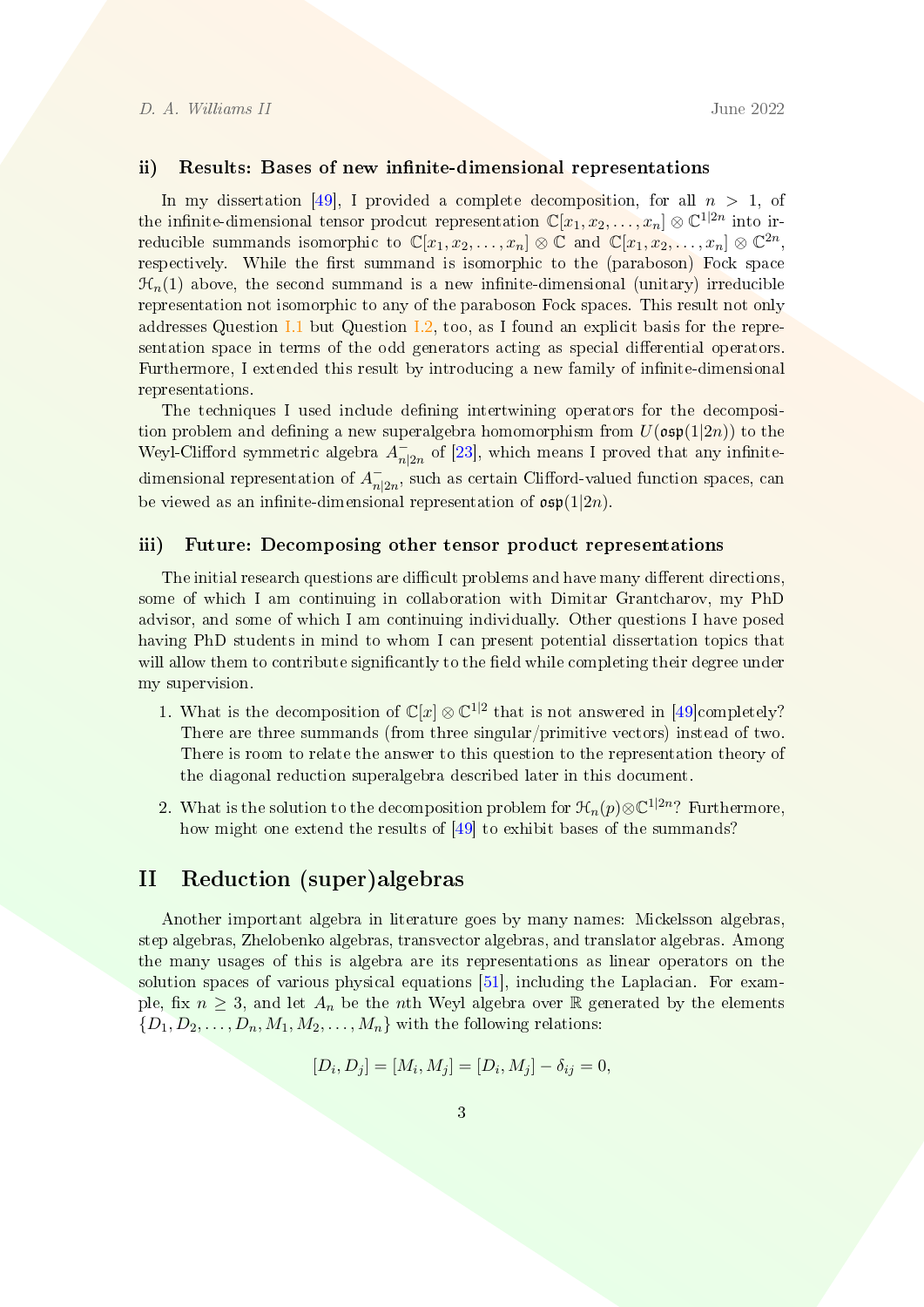### ii) Results: Bases of new infinite-dimensional representations

In my dissertation [49], I provided a complete decomposition, for all $n > 1$, of the infinite-dimensional tensor prodcut representation $\mathbb{C}[x_1, x_2, \ldots, x_n] \otimes \mathbb{C}^{1|2n}$ into irreducible summands isomorphic to $\mathbb{C}[x_1, x_2, \ldots, x_n] \otimes \mathbb{C}$ and $\mathbb{C}[x_1, x_2, \ldots, x_n] \otimes \mathbb{C}^{2n}$, respectively. While the first summand is isomorphic to the (paraboson) Fock space $\mathcal{H}_n(1)$ above, the second summand is a new infinite-dimensional (unitary) irreducible representation not isomorphic to any of the paraboson Fock spaces. This result not only addresses Question I.1 but Question I.2, too, as I found an explicit basis for the representation space in terms of the odd generators acting as special differential operators. Furthermore, I extended this result by introducing a new family of infinite-dimensional representations.

The techniques I used include defining intertwining operators for the decomposition problem and defining a new superalgebra homomorphism from $U(\mathfrak{osp}(1|2n))$ to the Weyl-Clifford symmetric algebra $A^-_{n|2n}$ of [23], which means I proved that any infinite-dimensional representation of $A^-_{n|2n}$, such as certain Clifford-valued function spaces, can be viewed as an infinite-dimensional representation of $\mathfrak{osp}(1|2n)$.

### iii) Future: Decomposing other tensor product representations

The initial research questions are difficult problems and have many different directions, some of which I am continuing in collaboration with Dimitar Grantcharov, my PhD advisor, and some of which I am continuing individually. Other questions I have posed having PhD students in mind to whom I can present potential dissertation topics that will allow them to contribute significantly to the field while completing their degree under my supervision.

1. What is the decomposition of $\mathbb{C}[x] \otimes \mathbb{C}^{1|2}$ that is not answered in [49]completely? There are three summands (from three singular/primitive vectors) instead of two. There is room to relate the answer to this question to the representation theory of the diagonal reduction superalgebra described later in this document.
2. What is the solution to the decomposition problem for $\mathcal{H}_n(p) \otimes \mathbb{C}^{1|2n}$? Furthermore, how might one extend the results of [49] to exhibit bases of the summands?

## II Reduction (super)algebras

Another important algebra in literature goes by many names: Mickelsson algebras, step algebras, Zhelobenko algebras, transvector algebras, and translator algebras. Among the many usages of this is algebra are its representations as linear operators on the solution spaces of various physical equations [51], including the Laplacian. For example, fix $n \geq 3$, and let $A_n$ be the $n$th Weyl algebra over $\mathbb{R}$ generated by the elements $\{D_1, D_2, \ldots, D_n, M_1, M_2, \ldots, M_n\}$ with the following relations:

$$[D_i, D_j] = [M_i, M_j] = [D_i, M_j] - \delta_{ij} = 0,$$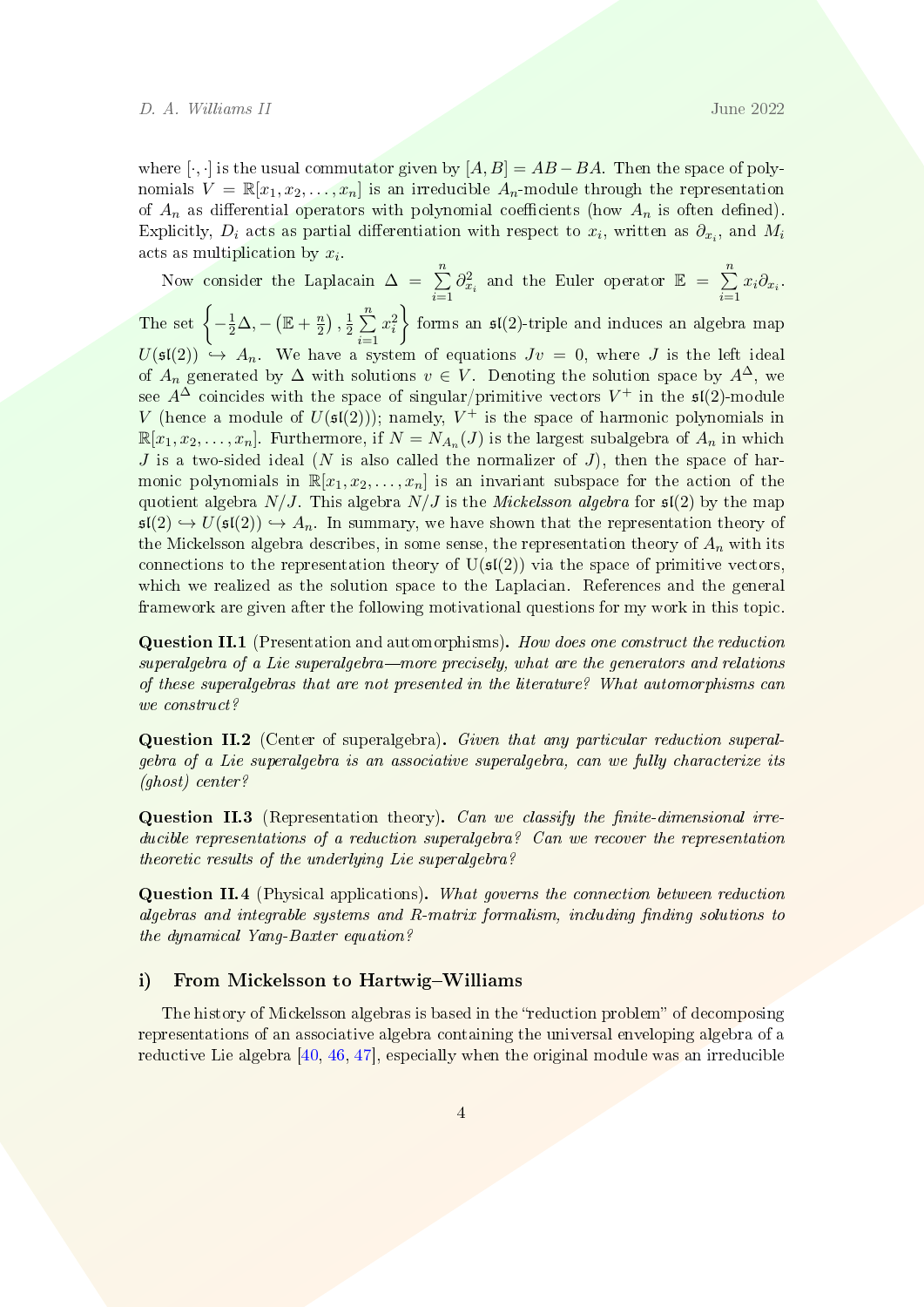where $[\cdot, \cdot]$ is the usual commutator given by $[A, B] = AB - BA$. Then the space of polynomials $V = \mathbb{R}[x_1, x_2, \ldots, x_n]$ is an irreducible $A_n$-module through the representation of $A_n$ as differential operators with polynomial coefficients (how $A_n$ is often defined). Explicitly, $D_i$ acts as partial differentiation with respect to $x_i$, written as $\partial_{x_i}$, and $M_i$ acts as multiplication by $x_i$.

Now consider the Laplacain $\Delta = \sum_{i=1}^{n} \partial_{x_i}^2$ and the Euler operator $\mathbb{E} = \sum_{i=1}^{n} x_i \partial_{x_i}$. The set $\left\{ -\frac{1}{2}\Delta, -\left(\mathbb{E} + \frac{n}{2}\right), \frac{1}{2}\sum_{i=1}^{n} x_i^2 \right\}$ forms an $\mathfrak{sl}(2)$-triple and induces an algebra map $U(\mathfrak{sl}(2)) \hookrightarrow A_n$. We have a system of equations $Jv = 0$, where $J$ is the left ideal of $A_n$ generated by $\Delta$ with solutions $v \in V$. Denoting the solution space by $A^{\Delta}$, we see $A^{\Delta}$ coincides with the space of singular/primitive vectors $V^+$ in the $\mathfrak{sl}(2)$-module $V$ (hence a module of $U(\mathfrak{sl}(2))$); namely, $V^+$ is the space of harmonic polynomials in $\mathbb{R}[x_1, x_2, \ldots, x_n]$. Furthermore, if $N = N_{A_n}(J)$ is the largest subalgebra of $A_n$ in which $J$ is a two-sided ideal ($N$ is also called the normalizer of $J$), then the space of harmonic polynomials in $\mathbb{R}[x_1, x_2, \ldots, x_n]$ is an invariant subspace for the action of the quotient algebra $N/J$. This algebra $N/J$ is the *Mickelsson algebra* for $\mathfrak{sl}(2)$ by the map $\mathfrak{sl}(2) \hookrightarrow U(\mathfrak{sl}(2)) \hookrightarrow A_n$. In summary, we have shown that the representation theory of the Mickelsson algebra describes, in some sense, the representation theory of $A_n$ with its connections to the representation theory of $\mathrm{U}(\mathfrak{sl}(2))$ via the space of primitive vectors, which we realized as the solution space to the Laplacian. References and the general framework are given after the following motivational questions for my work in this topic.

**Question II.1** (Presentation and automorphisms)**.** *How does one construct the reduction superalgebra of a Lie superalgebra—more precisely, what are the generators and relations of these superalgebras that are not presented in the literature? What automorphisms can we construct?*

**Question II.2** (Center of superalgebra)**.** *Given that any particular reduction superalgebra of a Lie superalgebra is an associative superalgebra, can we fully characterize its (ghost) center?*

**Question II.3** (Representation theory)**.** *Can we classify the finite-dimensional irreducible representations of a reduction superalgebra? Can we recover the representation theoretic results of the underlying Lie superalgebra?*

**Question II.4** (Physical applications)**.** *What governs the connection between reduction algebras and integrable systems and R-matrix formalism, including finding solutions to the dynamical Yang-Baxter equation?*

### i) From Mickelsson to Hartwig–Williams

The history of Mickelsson algebras is based in the "reduction problem" of decomposing representations of an associative algebra containing the universal enveloping algebra of a reductive Lie algebra [40, 46, 47], especially when the original module was an irreducible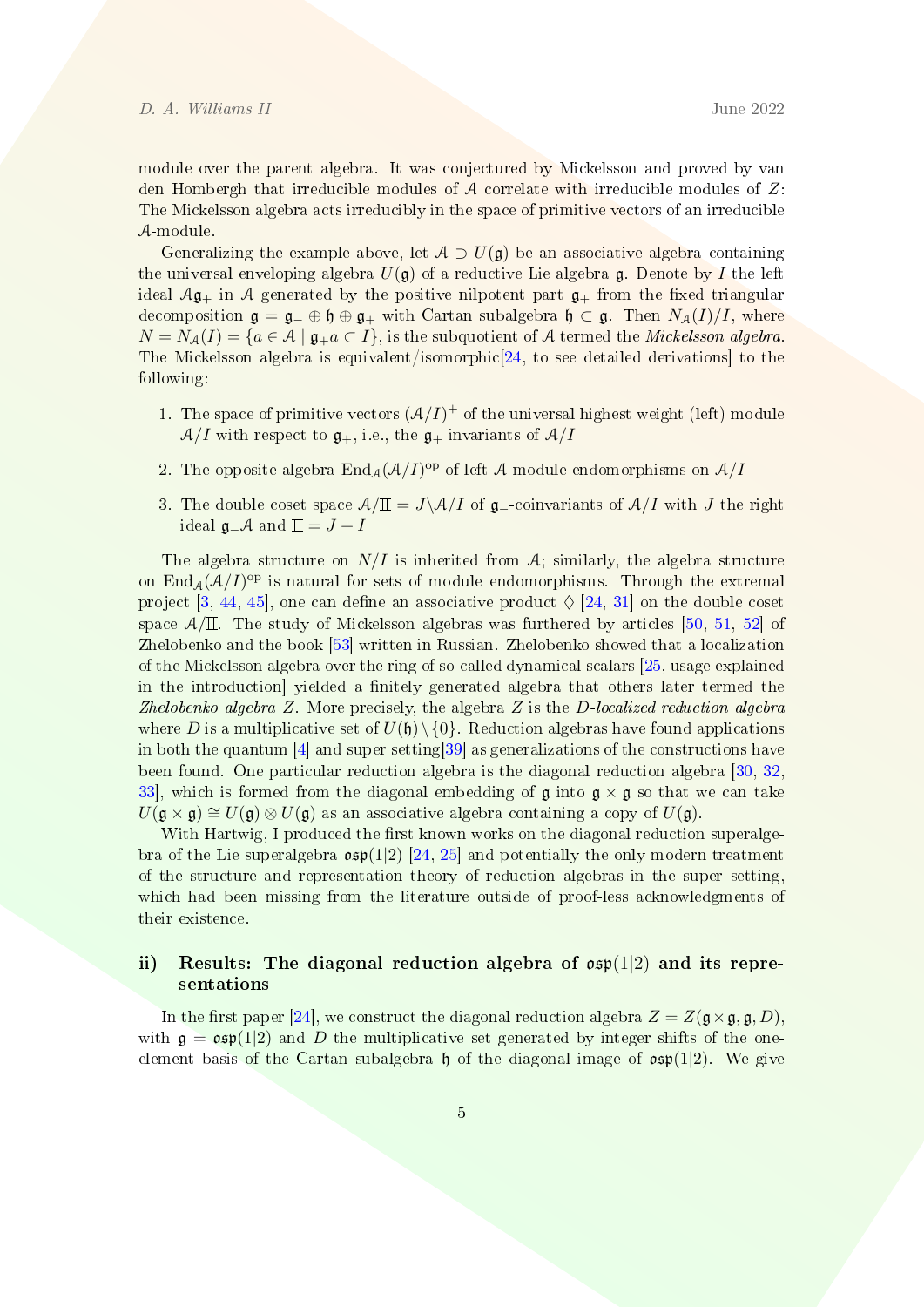module over the parent algebra. It was conjectured by Mickelsson and proved by van den Hombergh that irreducible modules of $\mathcal{A}$ correlate with irreducible modules of $Z$: The Mickelsson algebra acts irreducibly in the space of primitive vectors of an irreducible $\mathcal{A}$-module.

Generalizing the example above, let $\mathcal{A} \supset U(\mathfrak{g})$ be an associative algebra containing the universal enveloping algebra $U(\mathfrak{g})$ of a reductive Lie algebra $\mathfrak{g}$. Denote by $I$ the left ideal $\mathcal{A}\mathfrak{g}_+$ in $\mathcal{A}$ generated by the positive nilpotent part $\mathfrak{g}_+$ from the fixed triangular decomposition $\mathfrak{g} = \mathfrak{g}_- \oplus \mathfrak{h} \oplus \mathfrak{g}_+$ with Cartan subalgebra $\mathfrak{h} \subset \mathfrak{g}$. Then $N_{\mathcal{A}}(I)/I$, where $N = N_{\mathcal{A}}(I) = \{a \in \mathcal{A} \mid \mathfrak{g}_+ a \subset I\}$, is the subquotient of $\mathcal{A}$ termed the *Mickelsson algebra*. The Mickelsson algebra is equivalent/isomorphic[24, to see detailed derivations] to the following:

1. The space of primitive vectors $(\mathcal{A}/I)^+$ of the universal highest weight (left) module $\mathcal{A}/I$ with respect to $\mathfrak{g}_+$, i.e., the $\mathfrak{g}_+$ invariants of $\mathcal{A}/I$
2. The opposite algebra $\mathrm{End}_{\mathcal{A}}(\mathcal{A}/I)^{\mathrm{op}}$ of left $\mathcal{A}$-module endomorphisms on $\mathcal{A}/I$
3. The double coset space $\mathcal{A}/\mathbb{I} = J\backslash\mathcal{A}/I$ of $\mathfrak{g}_-$-coinvariants of $\mathcal{A}/I$ with $J$ the right ideal $\mathfrak{g}_-\mathcal{A}$ and $\mathbb{I} = J + I$

The algebra structure on $N/I$ is inherited from $\mathcal{A}$; similarly, the algebra structure on $\mathrm{End}_{\mathcal{A}}(\mathcal{A}/I)^{\mathrm{op}}$ is natural for sets of module endomorphisms. Through the extremal project [3, 44, 45], one can define an associative product $\lozenge$ [24, 31] on the double coset space $\mathcal{A}/\mathbb{I}$. The study of Mickelsson algebras was furthered by articles [50, 51, 52] of Zhelobenko and the book [53] written in Russian. Zhelobenko showed that a localization of the Mickelsson algebra over the ring of so-called dynamical scalars [25, usage explained in the introduction] yielded a finitely generated algebra that others later termed the *Zhelobenko algebra Z*. More precisely, the algebra $Z$ is the *D-localized reduction algebra* where $D$ is a multiplicative set of $U(\mathfrak{h}) \setminus \{0\}$. Reduction algebras have found applications in both the quantum [4] and super setting[39] as generalizations of the constructions have been found. One particular reduction algebra is the diagonal reduction algebra [30, 32, 33], which is formed from the diagonal embedding of $\mathfrak{g}$ into $\mathfrak{g} \times \mathfrak{g}$ so that we can take $U(\mathfrak{g} \times \mathfrak{g}) \cong U(\mathfrak{g}) \otimes U(\mathfrak{g})$ as an associative algebra containing a copy of $U(\mathfrak{g})$.

With Hartwig, I produced the first known works on the diagonal reduction superalgebra of the Lie superalgebra $\mathfrak{osp}(1|2)$ [24, 25] and potentially the only modern treatment of the structure and representation theory of reduction algebras in the super setting, which had been missing from the literature outside of proof-less acknowledgments of their existence.

## ii) Results: The diagonal reduction algebra of $\mathfrak{osp}(1|2)$ and its representations

In the first paper [24], we construct the diagonal reduction algebra $Z = Z(\mathfrak{g} \times \mathfrak{g}, \mathfrak{g}, D)$, with $\mathfrak{g} = \mathfrak{osp}(1|2)$ and $D$ the multiplicative set generated by integer shifts of the one-element basis of the Cartan subalgebra $\mathfrak{h}$ of the diagonal image of $\mathfrak{osp}(1|2)$. We give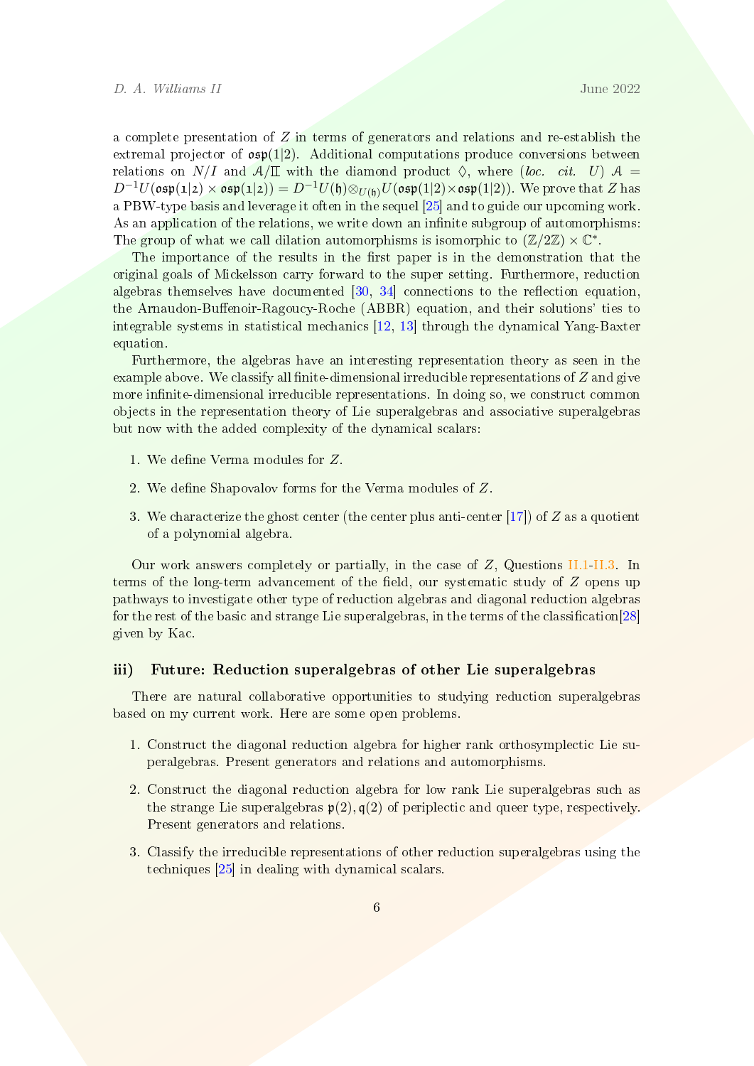a complete presentation of $Z$ in terms of generators and relations and re-establish the extremal projector of $\mathfrak{osp}(1|2)$. Additional computations produce conversions between relations on $N/I$ and $\mathcal{A}/\mathbb{I}$ with the diamond product $\Diamond$, where (*loc. cit.* $U$) $\mathcal{A} = D^{-1}U(\mathfrak{osp}(1|2) \times \mathfrak{osp}(1|2)) = D^{-1}U(\mathfrak{h}) \otimes_{U(\mathfrak{h})} U(\mathfrak{osp}(1|2) \times \mathfrak{osp}(1|2))$. We prove that $Z$ has a PBW-type basis and leverage it often in the sequel [25] and to guide our upcoming work. As an application of the relations, we write down an infinite subgroup of automorphisms: The group of what we call dilation automorphisms is isomorphic to $(\mathbb{Z}/2\mathbb{Z}) \times \mathbb{C}^*$.

The importance of the results in the first paper is in the demonstration that the original goals of Mickelsson carry forward to the super setting. Furthermore, reduction algebras themselves have documented [30, 34] connections to the reflection equation, the Arnaudon-Buffenoir-Ragoucy-Roche (ABBR) equation, and their solutions' ties to integrable systems in statistical mechanics [12, 13] through the dynamical Yang-Baxter equation.

Furthermore, the algebras have an interesting representation theory as seen in the example above. We classify all finite-dimensional irreducible representations of $Z$ and give more infinite-dimensional irreducible representations. In doing so, we construct common objects in the representation theory of Lie superalgebras and associative superalgebras but now with the added complexity of the dynamical scalars:

1. We define Verma modules for $Z$.
2. We define Shapovalov forms for the Verma modules of $Z$.
3. We characterize the ghost center (the center plus anti-center [17]) of $Z$ as a quotient of a polynomial algebra.

Our work answers completely or partially, in the case of $Z$, Questions II.1-II.3. In terms of the long-term advancement of the field, our systematic study of $Z$ opens up pathways to investigate other type of reduction algebras and diagonal reduction algebras for the rest of the basic and strange Lie superalgebras, in the terms of the classification[28] given by Kac.

### iii) Future: Reduction superalgebras of other Lie superalgebras

There are natural collaborative opportunities to studying reduction superalgebras based on my current work. Here are some open problems.

1. Construct the diagonal reduction algebra for higher rank orthosymplectic Lie superalgebras. Present generators and relations and automorphisms.
2. Construct the diagonal reduction algebra for low rank Lie superalgebras such as the strange Lie superalgebras $\mathfrak{p}(2), \mathfrak{q}(2)$ of periplectic and queer type, respectively. Present generators and relations.
3. Classify the irreducible representations of other reduction superalgebras using the techniques [25] in dealing with dynamical scalars.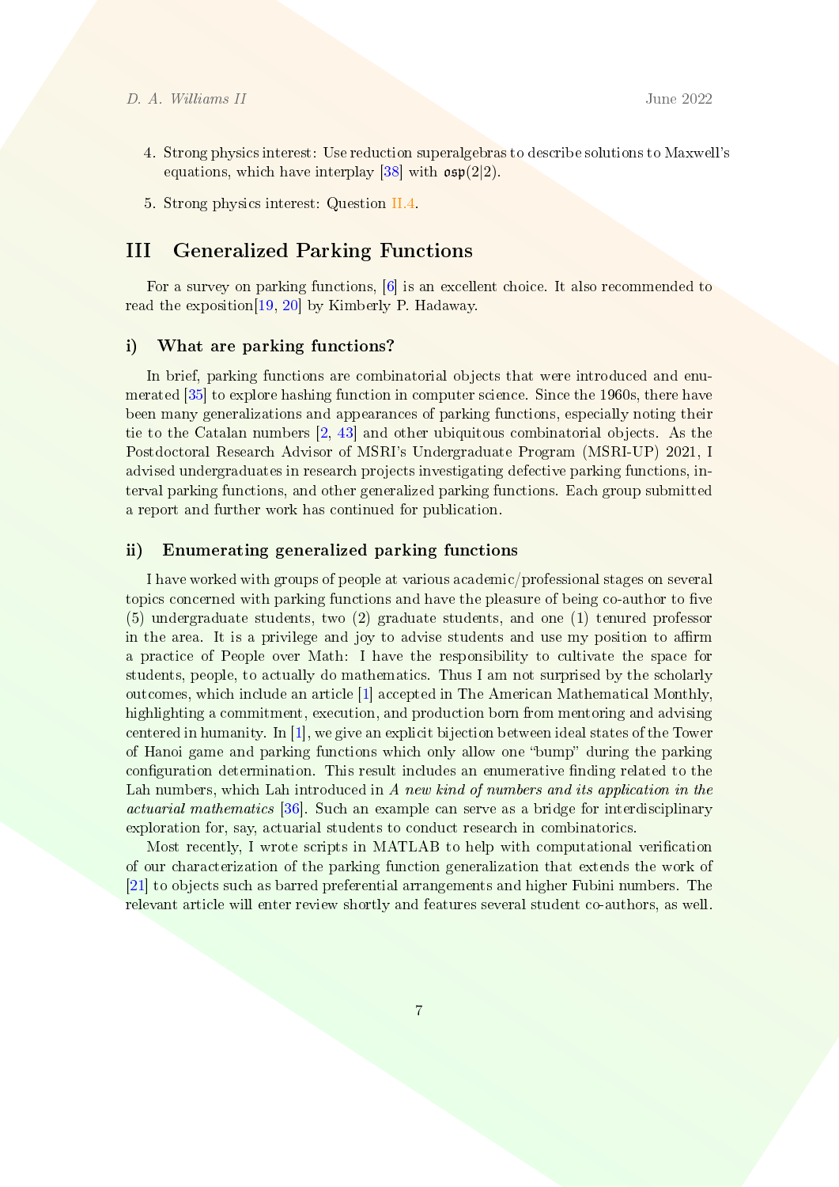4. Strong physics interest: Use reduction superalgebras to describe solutions to Maxwell's equations, which have interplay [38] with $\mathfrak{osp}(2|2)$.

5. Strong physics interest: Question II.4.

# III Generalized Parking Functions

For a survey on parking functions, [6] is an excellent choice. It also recommended to read the exposition[19, 20] by Kimberly P. Hadaway.

## i) What are parking functions?

In brief, parking functions are combinatorial objects that were introduced and enumerated [35] to explore hashing function in computer science. Since the 1960s, there have been many generalizations and appearances of parking functions, especially noting their tie to the Catalan numbers [2, 43] and other ubiquitous combinatorial objects. As the Postdoctoral Research Advisor of MSRI's Undergraduate Program (MSRI-UP) 2021, I advised undergraduates in research projects investigating defective parking functions, interval parking functions, and other generalized parking functions. Each group submitted a report and further work has continued for publication.

## ii) Enumerating generalized parking functions

I have worked with groups of people at various academic/professional stages on several topics concerned with parking functions and have the pleasure of being co-author to five (5) undergraduate students, two (2) graduate students, and one (1) tenured professor in the area. It is a privilege and joy to advise students and use my position to affirm a practice of People over Math: I have the responsibility to cultivate the space for students, people, to actually do mathematics. Thus I am not surprised by the scholarly outcomes, which include an article [1] accepted in The American Mathematical Monthly, highlighting a commitment, execution, and production born from mentoring and advising centered in humanity. In [1], we give an explicit bijection between ideal states of the Tower of Hanoi game and parking functions which only allow one "bump" during the parking configuration determination. This result includes an enumerative finding related to the Lah numbers, which Lah introduced in *A new kind of numbers and its application in the actuarial mathematics* [36]. Such an example can serve as a bridge for interdisciplinary exploration for, say, actuarial students to conduct research in combinatorics.

Most recently, I wrote scripts in MATLAB to help with computational verification of our characterization of the parking function generalization that extends the work of [21] to objects such as barred preferential arrangements and higher Fubini numbers. The relevant article will enter review shortly and features several student co-authors, as well.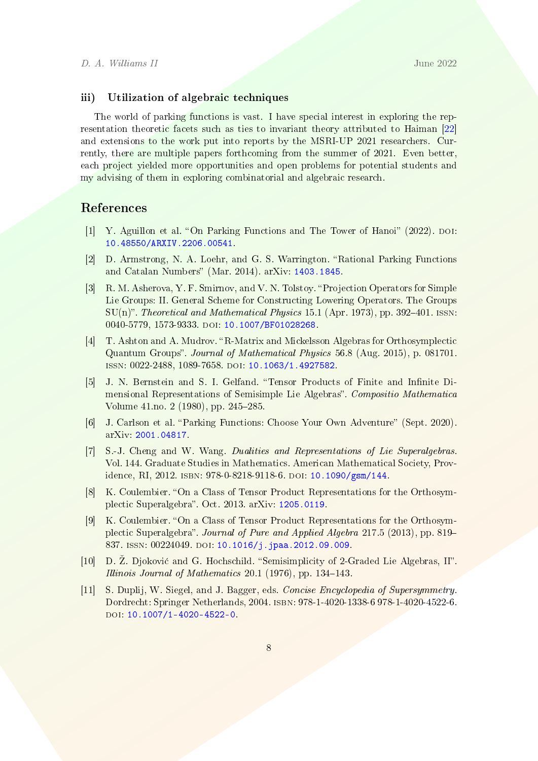### iii) Utilization of algebraic techniques

The world of parking functions is vast. I have special interest in exploring the representation theoretic facets such as ties to invariant theory attributed to Haiman [22] and extensions to the work put into reports by the MSRI-UP 2021 researchers. Currently, there are multiple papers forthcoming from the summer of 2021. Even better, each project yielded more opportunities and open problems for potential students and my advising of them in exploring combinatorial and algebraic research.

## References

[1] Y. Aguillon et al. "On Parking Functions and The Tower of Hanoi" (2022). DOI: 10.48550/ARXIV.2206.00541.

[2] D. Armstrong, N. A. Loehr, and G. S. Warrington. "Rational Parking Functions and Catalan Numbers" (Mar. 2014). arXiv: 1403.1845.

[3] R. M. Asherova, Y. F. Smirnov, and V. N. Tolstoy. "Projection Operators for Simple Lie Groups: II. General Scheme for Constructing Lowering Operators. The Groups SU(n)". *Theoretical and Mathematical Physics* 15.1 (Apr. 1973), pp. 392–401. ISSN: 0040-5779, 1573-9333. DOI: 10.1007/BF01028268.

[4] T. Ashton and A. Mudrov. "R-Matrix and Mickelsson Algebras for Orthosymplectic Quantum Groups". *Journal of Mathematical Physics* 56.8 (Aug. 2015), p. 081701. ISSN: 0022-2488, 1089-7658. DOI: 10.1063/1.4927582.

[5] J. N. Bernstein and S. I. Gelfand. "Tensor Products of Finite and Infinite Dimensional Representations of Semisimple Lie Algebras". *Compositio Mathematica* Volume 41.no. 2 (1980), pp. 245–285.

[6] J. Carlson et al. "Parking Functions: Choose Your Own Adventure" (Sept. 2020). arXiv: 2001.04817.

[7] S.-J. Cheng and W. Wang. *Dualities and Representations of Lie Superalgebras*. Vol. 144. Graduate Studies in Mathematics. American Mathematical Society, Providence, RI, 2012. ISBN: 978-0-8218-9118-6. DOI: 10.1090/gsm/144.

[8] K. Coulembier. "On a Class of Tensor Product Representations for the Orthosymplectic Superalgebra". Oct. 2013. arXiv: 1205.0119.

[9] K. Coulembier. "On a Class of Tensor Product Representations for the Orthosymplectic Superalgebra". *Journal of Pure and Applied Algebra* 217.5 (2013), pp. 819–837. ISSN: 00224049. DOI: 10.1016/j.jpaa.2012.09.009.

[10] D. Ž. Djoković and G. Hochschild. "Semisimplicity of 2-Graded Lie Algebras, II". *Illinois Journal of Mathematics* 20.1 (1976), pp. 134–143.

[11] S. Duplij, W. Siegel, and J. Bagger, eds. *Concise Encyclopedia of Supersymmetry*. Dordrecht: Springer Netherlands, 2004. ISBN: 978-1-4020-1338-6 978-1-4020-4522-6. DOI: 10.1007/1-4020-4522-0.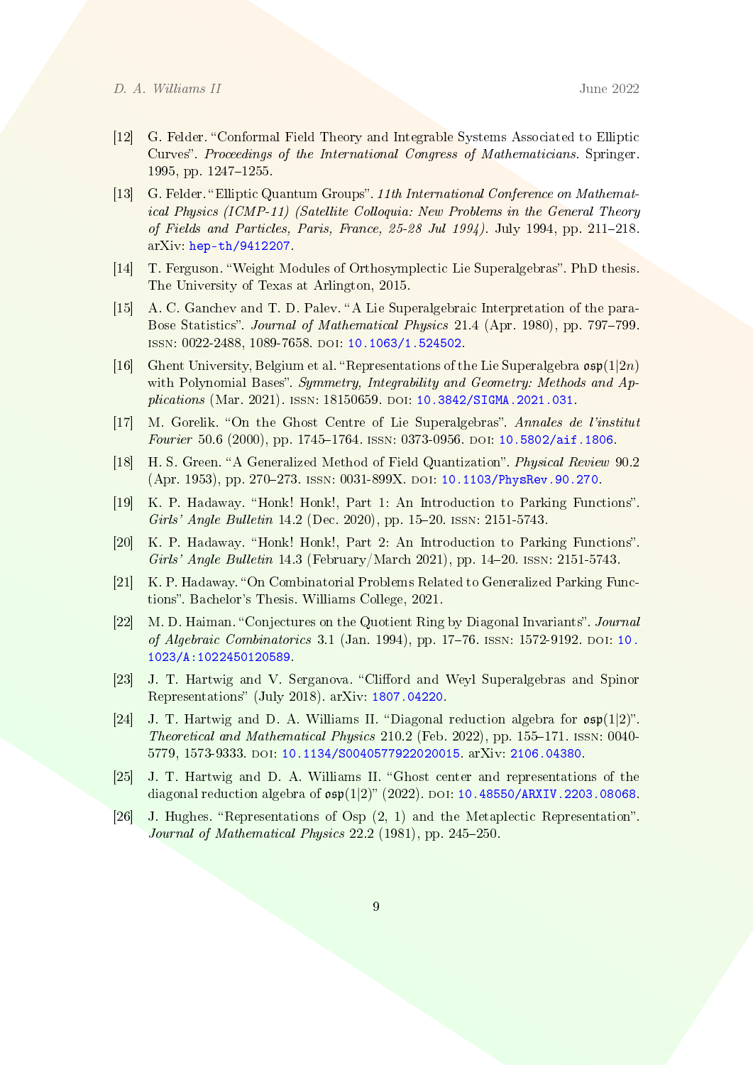[12] G. Felder. "Conformal Field Theory and Integrable Systems Associated to Elliptic Curves". *Proceedings of the International Congress of Mathematicians.* Springer. 1995, pp. 1247–1255.

[13] G. Felder. "Elliptic Quantum Groups". *11th International Conference on Mathematical Physics (ICMP-11) (Satellite Colloquia: New Problems in the General Theory of Fields and Particles, Paris, France, 25-28 Jul 1994).* July 1994, pp. 211–218. arXiv: hep-th/9412207.

[14] T. Ferguson. "Weight Modules of Orthosymplectic Lie Superalgebras". PhD thesis. The University of Texas at Arlington, 2015.

[15] A. C. Ganchev and T. D. Palev. "A Lie Superalgebraic Interpretation of the para-Bose Statistics". *Journal of Mathematical Physics* 21.4 (Apr. 1980), pp. 797–799. ISSN: 0022-2488, 1089-7658. DOI: 10.1063/1.524502.

[16] Ghent University, Belgium et al. "Representations of the Lie Superalgebra $\mathfrak{osp}(1|2n)$ with Polynomial Bases". *Symmetry, Integrability and Geometry: Methods and Applications* (Mar. 2021). ISSN: 18150659. DOI: 10.3842/SIGMA.2021.031.

[17] M. Gorelik. "On the Ghost Centre of Lie Superalgebras". *Annales de l'institut Fourier* 50.6 (2000), pp. 1745–1764. ISSN: 0373-0956. DOI: 10.5802/aif.1806.

[18] H. S. Green. "A Generalized Method of Field Quantization". *Physical Review* 90.2 (Apr. 1953), pp. 270–273. ISSN: 0031-899X. DOI: 10.1103/PhysRev.90.270.

[19] K. P. Hadaway. "Honk! Honk!, Part 1: An Introduction to Parking Functions". *Girls' Angle Bulletin* 14.2 (Dec. 2020), pp. 15–20. ISSN: 2151-5743.

[20] K. P. Hadaway. "Honk! Honk!, Part 2: An Introduction to Parking Functions". *Girls' Angle Bulletin* 14.3 (February/March 2021), pp. 14–20. ISSN: 2151-5743.

[21] K. P. Hadaway. "On Combinatorial Problems Related to Generalized Parking Functions". Bachelor's Thesis. Williams College, 2021.

[22] M. D. Haiman. "Conjectures on the Quotient Ring by Diagonal Invariants". *Journal of Algebraic Combinatorics* 3.1 (Jan. 1994), pp. 17–76. ISSN: 1572-9192. DOI: 10.1023/A:1022450120589.

[23] J. T. Hartwig and V. Serganova. "Clifford and Weyl Superalgebras and Spinor Representations" (July 2018). arXiv: 1807.04220.

[24] J. T. Hartwig and D. A. Williams II. "Diagonal reduction algebra for $\mathfrak{osp}(1|2)$". *Theoretical and Mathematical Physics* 210.2 (Feb. 2022), pp. 155–171. ISSN: 0040-5779, 1573-9333. DOI: 10.1134/S0040577922020015. arXiv: 2106.04380.

[25] J. T. Hartwig and D. A. Williams II. "Ghost center and representations of the diagonal reduction algebra of $\mathfrak{osp}(1|2)$" (2022). DOI: 10.48550/ARXIV.2203.08068.

[26] J. Hughes. "Representations of Osp (2, 1) and the Metaplectic Representation". *Journal of Mathematical Physics* 22.2 (1981), pp. 245–250.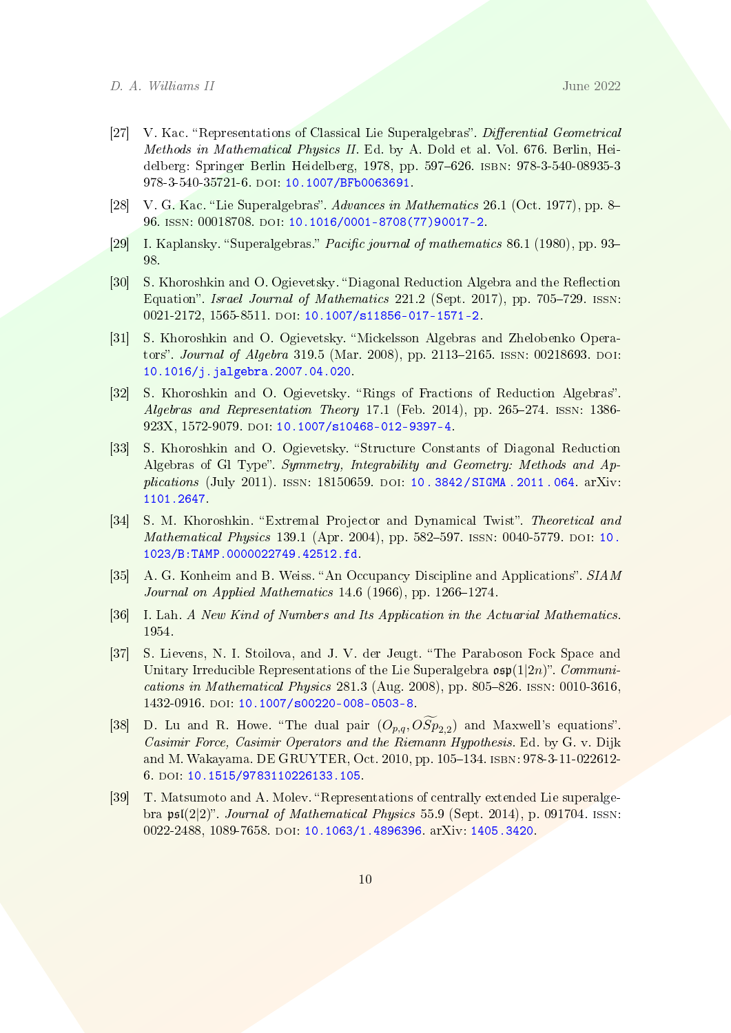[27] V. Kac. "Representations of Classical Lie Superalgebras". *Differential Geometrical Methods in Mathematical Physics II*. Ed. by A. Dold et al. Vol. 676. Berlin, Heidelberg: Springer Berlin Heidelberg, 1978, pp. 597–626. ISBN: 978-3-540-08935-3 978-3-540-35721-6. DOI: 10.1007/BFb0063691.

[28] V. G. Kac. "Lie Superalgebras". *Advances in Mathematics* 26.1 (Oct. 1977), pp. 8–96. ISSN: 00018708. DOI: 10.1016/0001-8708(77)90017-2.

[29] I. Kaplansky. "Superalgebras." *Pacific journal of mathematics* 86.1 (1980), pp. 93–98.

[30] S. Khoroshkin and O. Ogievetsky. "Diagonal Reduction Algebra and the Reflection Equation". *Israel Journal of Mathematics* 221.2 (Sept. 2017), pp. 705–729. ISSN: 0021-2172, 1565-8511. DOI: 10.1007/s11856-017-1571-2.

[31] S. Khoroshkin and O. Ogievetsky. "Mickelsson Algebras and Zhelobenko Operators". *Journal of Algebra* 319.5 (Mar. 2008), pp. 2113–2165. ISSN: 00218693. DOI: 10.1016/j.jalgebra.2007.04.020.

[32] S. Khoroshkin and O. Ogievetsky. "Rings of Fractions of Reduction Algebras". *Algebras and Representation Theory* 17.1 (Feb. 2014), pp. 265–274. ISSN: 1386-923X, 1572-9079. DOI: 10.1007/s10468-012-9397-4.

[33] S. Khoroshkin and O. Ogievetsky. "Structure Constants of Diagonal Reduction Algebras of Gl Type". *Symmetry, Integrability and Geometry: Methods and Applications* (July 2011). ISSN: 18150659. DOI: 10.3842/SIGMA.2011.064. arXiv: 1101.2647.

[34] S. M. Khoroshkin. "Extremal Projector and Dynamical Twist". *Theoretical and Mathematical Physics* 139.1 (Apr. 2004), pp. 582–597. ISSN: 0040-5779. DOI: 10.1023/B:TAMP.0000022749.42512.fd.

[35] A. G. Konheim and B. Weiss. "An Occupancy Discipline and Applications". *SIAM Journal on Applied Mathematics* 14.6 (1966), pp. 1266–1274.

[36] I. Lah. *A New Kind of Numbers and Its Application in the Actuarial Mathematics*. 1954.

[37] S. Lievens, N. I. Stoilova, and J. V. der Jeugt. "The Paraboson Fock Space and Unitary Irreducible Representations of the Lie Superalgebra $\mathfrak{osp}(1|2n)$". *Communications in Mathematical Physics* 281.3 (Aug. 2008), pp. 805–826. ISSN: 0010-3616, 1432-0916. DOI: 10.1007/s00220-008-0503-8.

[38] D. Lu and R. Howe. "The dual pair $(O_{p,q}, \widetilde{OSp}_{2,2})$ and Maxwell's equations". *Casimir Force, Casimir Operators and the Riemann Hypothesis*. Ed. by G. v. Dijk and M. Wakayama. DE GRUYTER, Oct. 2010, pp. 105–134. ISBN: 978-3-11-022612-6. DOI: 10.1515/9783110226133.105.

[39] T. Matsumoto and A. Molev. "Representations of centrally extended Lie superalgebra $\mathfrak{psl}(2|2)$". *Journal of Mathematical Physics* 55.9 (Sept. 2014), p. 091704. ISSN: 0022-2488, 1089-7658. DOI: 10.1063/1.4896396. arXiv: 1405.3420.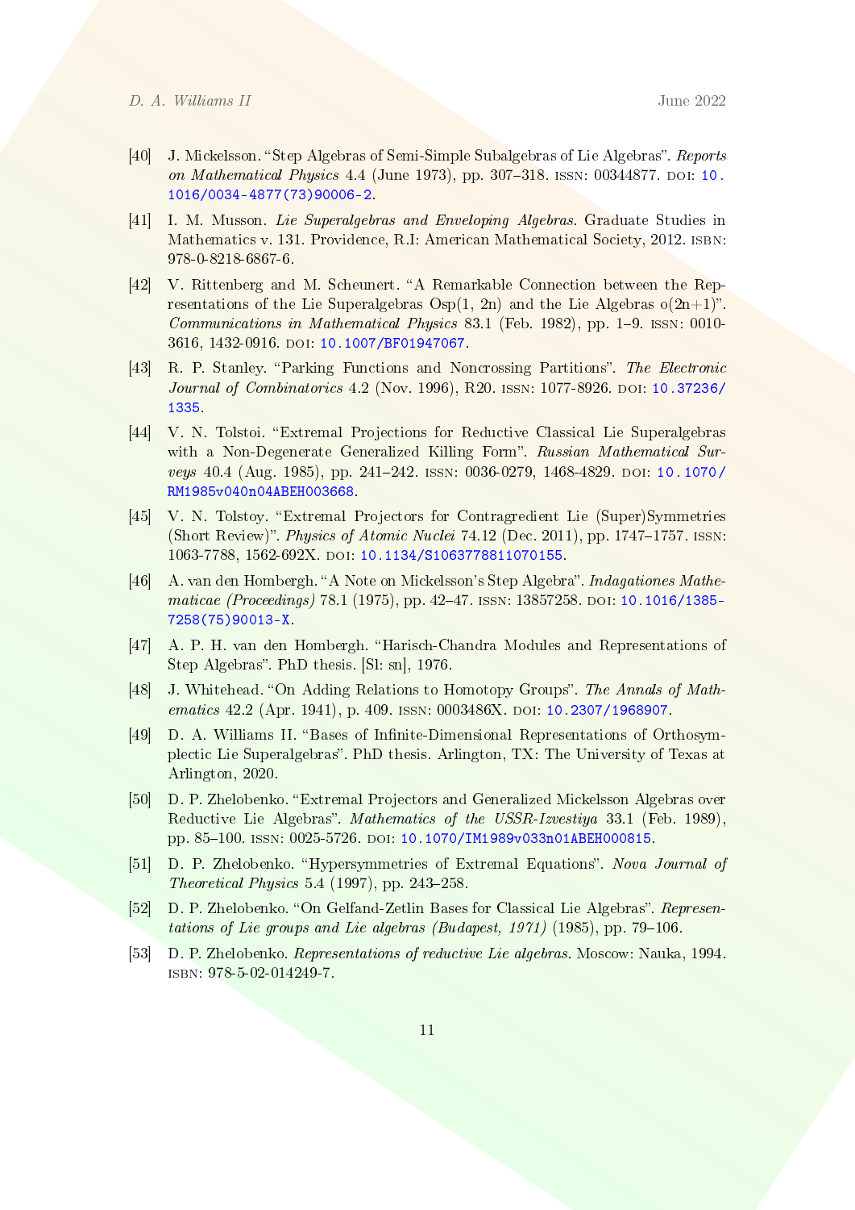[40] J. Mickelsson. “Step Algebras of Semi-Simple Subalgebras of Lie Algebras”. *Reports on Mathematical Physics* 4.4 (June 1973), pp. 307–318. ISSN: 00344877. DOI: 10.1016/0034-4877(73)90006-2.

[41] I. M. Musson. *Lie Superalgebras and Enveloping Algebras*. Graduate Studies in Mathematics v. 131. Providence, R.I: American Mathematical Society, 2012. ISBN: 978-0-8218-6867-6.

[42] V. Rittenberg and M. Scheunert. “A Remarkable Connection between the Representations of the Lie Superalgebras Osp(1, 2n) and the Lie Algebras o(2n+1)”. *Communications in Mathematical Physics* 83.1 (Feb. 1982), pp. 1–9. ISSN: 0010-3616, 1432-0916. DOI: 10.1007/BF01947067.

[43] R. P. Stanley. “Parking Functions and Noncrossing Partitions”. *The Electronic Journal of Combinatorics* 4.2 (Nov. 1996), R20. ISSN: 1077-8926. DOI: 10.37236/1335.

[44] V. N. Tolstoi. “Extremal Projections for Reductive Classical Lie Superalgebras with a Non-Degenerate Generalized Killing Form”. *Russian Mathematical Surveys* 40.4 (Aug. 1985), pp. 241–242. ISSN: 0036-0279, 1468-4829. DOI: 10.1070/RM1985v040n04ABEH003668.

[45] V. N. Tolstoy. “Extremal Projectors for Contragredient Lie (Super)Symmetries (Short Review)”. *Physics of Atomic Nuclei* 74.12 (Dec. 2011), pp. 1747–1757. ISSN: 1063-7788, 1562-692X. DOI: 10.1134/S1063778811070155.

[46] A. van den Hombergh. “A Note on Mickelsson's Step Algebra”. *Indagationes Mathematicae (Proceedings)* 78.1 (1975), pp. 42–47. ISSN: 13857258. DOI: 10.1016/1385-7258(75)90013-X.

[47] A. P. H. van den Hombergh. “Harisch-Chandra Modules and Representations of Step Algebras”. PhD thesis. [Sl: sn], 1976.

[48] J. Whitehead. “On Adding Relations to Homotopy Groups”. *The Annals of Mathematics* 42.2 (Apr. 1941), p. 409. ISSN: 0003486X. DOI: 10.2307/1968907.

[49] D. A. Williams II. “Bases of Infinite-Dimensional Representations of Orthosymplectic Lie Superalgebras”. PhD thesis. Arlington, TX: The University of Texas at Arlington, 2020.

[50] D. P. Zhelobenko. “Extremal Projectors and Generalized Mickelsson Algebras over Reductive Lie Algebras”. *Mathematics of the USSR-Izvestiya* 33.1 (Feb. 1989), pp. 85–100. ISSN: 0025-5726. DOI: 10.1070/IM1989v033n01ABEH000815.

[51] D. P. Zhelobenko. “Hypersymmetries of Extremal Equations”. *Nova Journal of Theoretical Physics* 5.4 (1997), pp. 243–258.

[52] D. P. Zhelobenko. “On Gelfand-Zetlin Bases for Classical Lie Algebras”. *Representations of Lie groups and Lie algebras (Budapest, 1971)* (1985), pp. 79–106.

[53] D. P. Zhelobenko. *Representations of reductive Lie algebras*. Moscow: Nauka, 1994. ISBN: 978-5-02-014249-7.